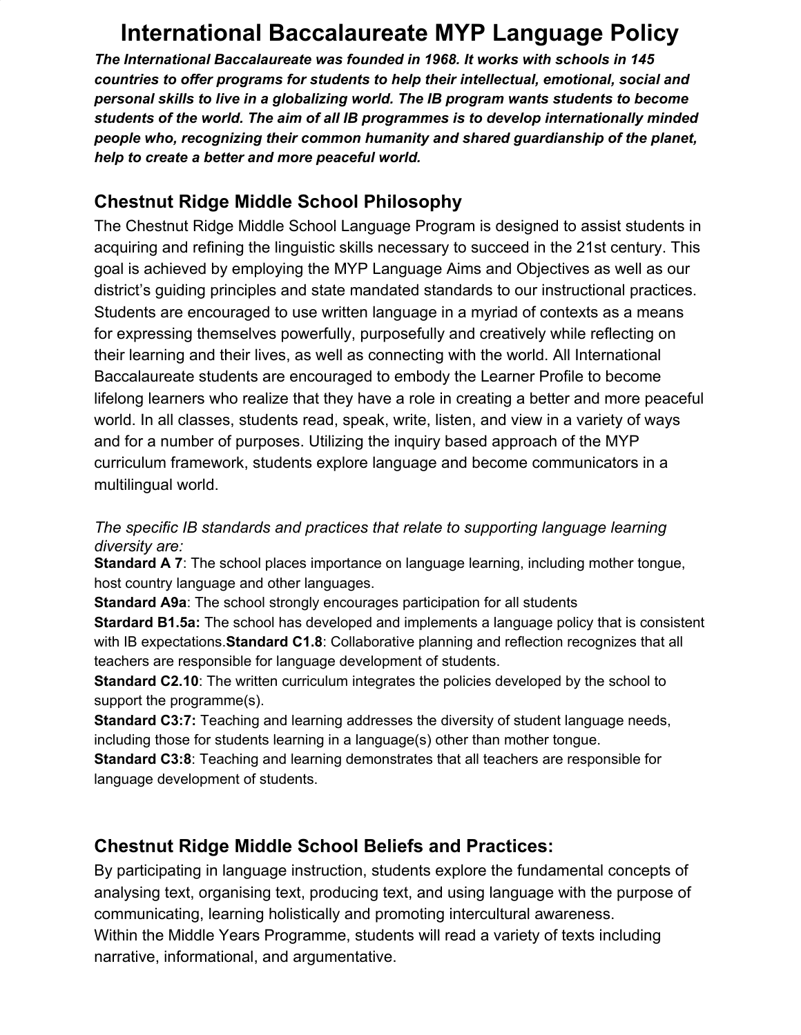# International Baccalaureate MYP Language Policy

***The International Baccalaureate was founded in 1968. It works with schools in 145 countries to offer programs for students to help their intellectual, emotional, social and personal skills to live in a globalizing world. The IB program wants students to become students of the world. The aim of all IB programmes is to develop internationally minded people who, recognizing their common humanity and shared guardianship of the planet, help to create a better and more peaceful world.***

## Chestnut Ridge Middle School Philosophy

The Chestnut Ridge Middle School Language Program is designed to assist students in acquiring and refining the linguistic skills necessary to succeed in the 21st century. This goal is achieved by employing the MYP Language Aims and Objectives as well as our district's guiding principles and state mandated standards to our instructional practices. Students are encouraged to use written language in a myriad of contexts as a means for expressing themselves powerfully, purposefully and creatively while reflecting on their learning and their lives, as well as connecting with the world. All International Baccalaureate students are encouraged to embody the Learner Profile to become lifelong learners who realize that they have a role in creating a better and more peaceful world. In all classes, students read, speak, write, listen, and view in a variety of ways and for a number of purposes. Utilizing the inquiry based approach of the MYP curriculum framework, students explore language and become communicators in a multilingual world.

*The specific IB standards and practices that relate to supporting language learning diversity are:*

**Standard A 7**: The school places importance on language learning, including mother tongue, host country language and other languages.

**Standard A9a**: The school strongly encourages participation for all students

**Stardard B1.5a:** The school has developed and implements a language policy that is consistent with IB expectations.**Standard C1.8**: Collaborative planning and reflection recognizes that all teachers are responsible for language development of students.

**Standard C2.10**: The written curriculum integrates the policies developed by the school to support the programme(s).

**Standard C3:7:** Teaching and learning addresses the diversity of student language needs, including those for students learning in a language(s) other than mother tongue.

**Standard C3:8**: Teaching and learning demonstrates that all teachers are responsible for language development of students.

## Chestnut Ridge Middle School Beliefs and Practices:

By participating in language instruction, students explore the fundamental concepts of analysing text, organising text, producing text, and using language with the purpose of communicating, learning holistically and promoting intercultural awareness.

Within the Middle Years Programme, students will read a variety of texts including narrative, informational, and argumentative.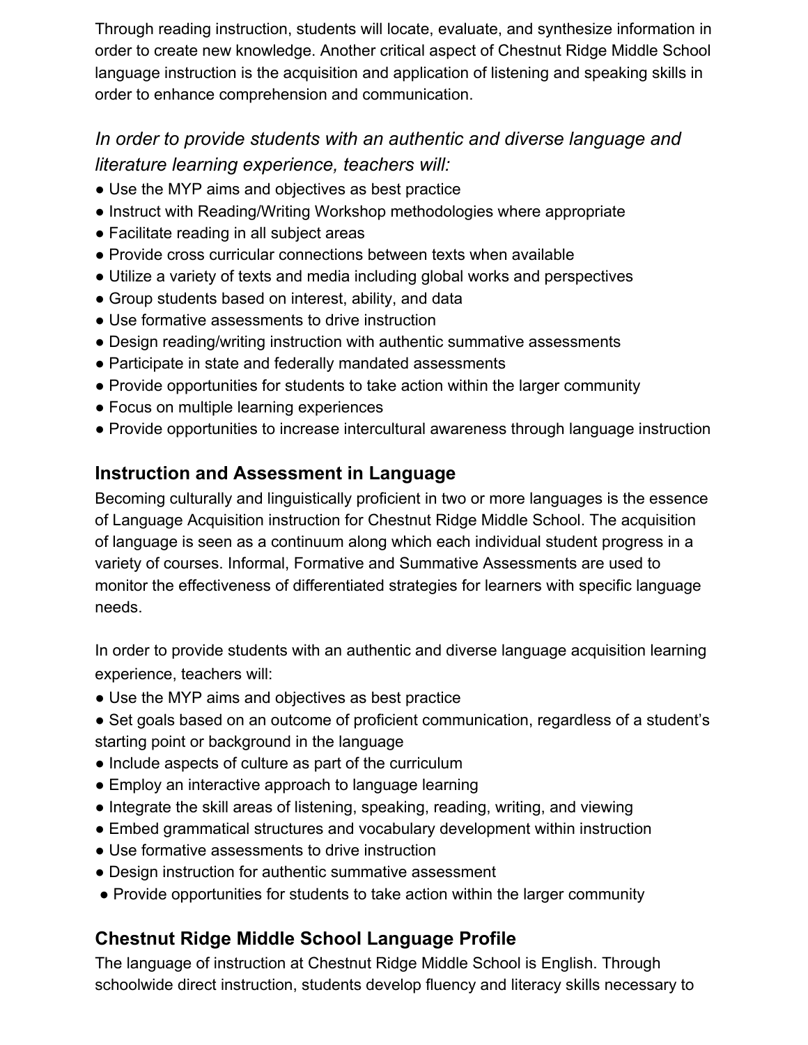Through reading instruction, students will locate, evaluate, and synthesize information in order to create new knowledge. Another critical aspect of Chestnut Ridge Middle School language instruction is the acquisition and application of listening and speaking skills in order to enhance comprehension and communication.

*In order to provide students with an authentic and diverse language and literature learning experience, teachers will:*

- Use the MYP aims and objectives as best practice
- Instruct with Reading/Writing Workshop methodologies where appropriate
- Facilitate reading in all subject areas
- Provide cross curricular connections between texts when available
- Utilize a variety of texts and media including global works and perspectives
- Group students based on interest, ability, and data
- Use formative assessments to drive instruction
- Design reading/writing instruction with authentic summative assessments
- Participate in state and federally mandated assessments
- Provide opportunities for students to take action within the larger community
- Focus on multiple learning experiences
- Provide opportunities to increase intercultural awareness through language instruction

## Instruction and Assessment in Language

Becoming culturally and linguistically proficient in two or more languages is the essence of Language Acquisition instruction for Chestnut Ridge Middle School. The acquisition of language is seen as a continuum along which each individual student progress in a variety of courses. Informal, Formative and Summative Assessments are used to monitor the effectiveness of differentiated strategies for learners with specific language needs.

In order to provide students with an authentic and diverse language acquisition learning experience, teachers will:

- Use the MYP aims and objectives as best practice
- Set goals based on an outcome of proficient communication, regardless of a student's starting point or background in the language
- Include aspects of culture as part of the curriculum
- Employ an interactive approach to language learning
- Integrate the skill areas of listening, speaking, reading, writing, and viewing
- Embed grammatical structures and vocabulary development within instruction
- Use formative assessments to drive instruction
- Design instruction for authentic summative assessment
- Provide opportunities for students to take action within the larger community

## Chestnut Ridge Middle School Language Profile

The language of instruction at Chestnut Ridge Middle School is English. Through schoolwide direct instruction, students develop fluency and literacy skills necessary to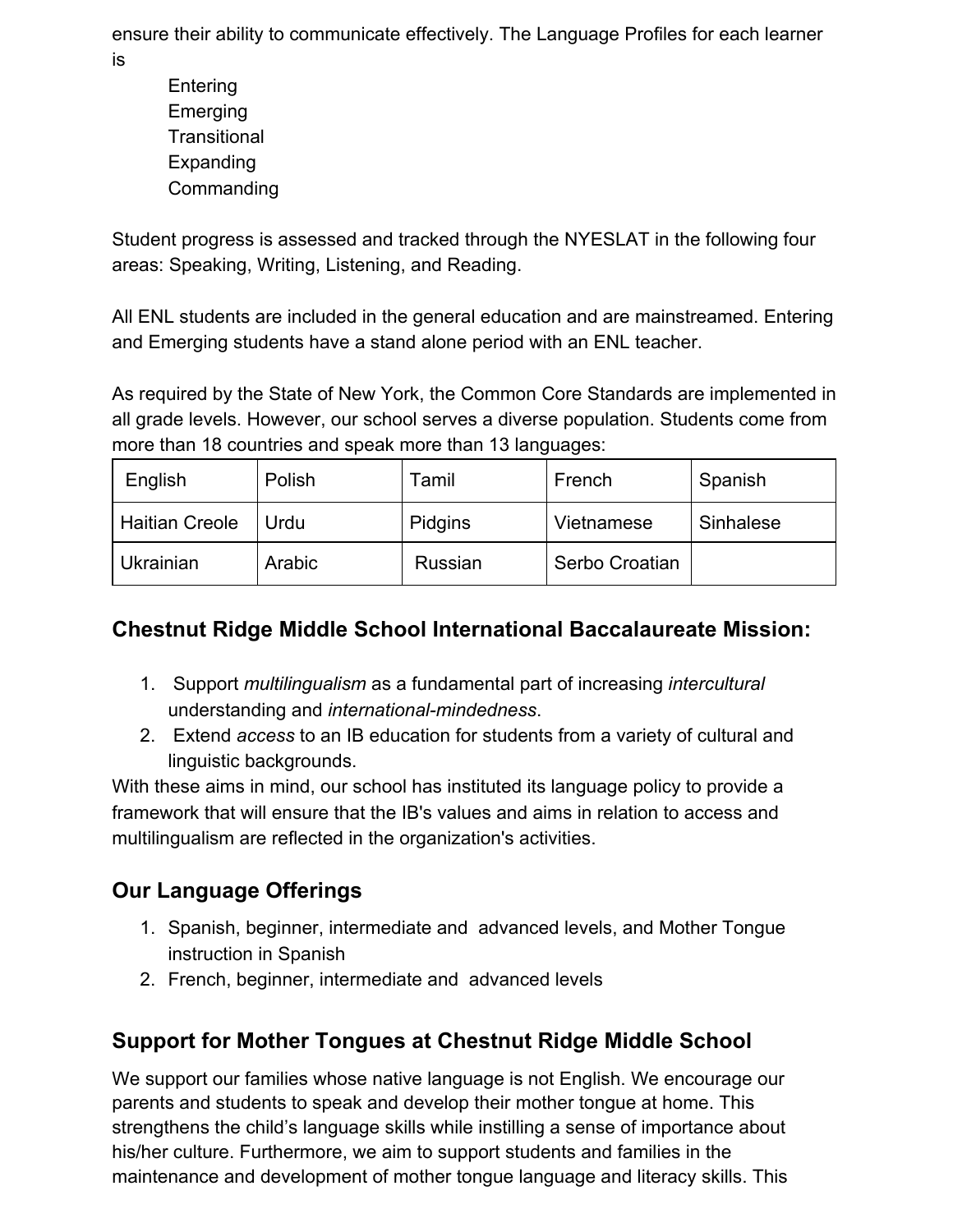ensure their ability to communicate effectively. The Language Profiles for each learner is

Entering
Emerging
Transitional
Expanding
Commanding

Student progress is assessed and tracked through the NYESLAT in the following four areas: Speaking, Writing, Listening, and Reading.

All ENL students are included in the general education and are mainstreamed. Entering and Emerging students have a stand alone period with an ENL teacher.

As required by the State of New York, the Common Core Standards are implemented in all grade levels. However, our school serves a diverse population. Students come from more than 18 countries and speak more than 13 languages:

| English | Polish | Tamil | French | Spanish |
|---|---|---|---|---|
| Haitian Creole | Urdu | Pidgins | Vietnamese | Sinhalese |
| Ukrainian | Arabic | Russian | Serbo Croatian | |

## Chestnut Ridge Middle School International Baccalaureate Mission:

1. Support *multilingualism* as a fundamental part of increasing *intercultural* understanding and *international-mindedness*.
2. Extend *access* to an IB education for students from a variety of cultural and linguistic backgrounds.

With these aims in mind, our school has instituted its language policy to provide a framework that will ensure that the IB's values and aims in relation to access and multilingualism are reflected in the organization's activities.

## Our Language Offerings

1. Spanish, beginner, intermediate and advanced levels, and Mother Tongue instruction in Spanish
2. French, beginner, intermediate and advanced levels

## Support for Mother Tongues at Chestnut Ridge Middle School

We support our families whose native language is not English. We encourage our parents and students to speak and develop their mother tongue at home. This strengthens the child's language skills while instilling a sense of importance about his/her culture. Furthermore, we aim to support students and families in the maintenance and development of mother tongue language and literacy skills. This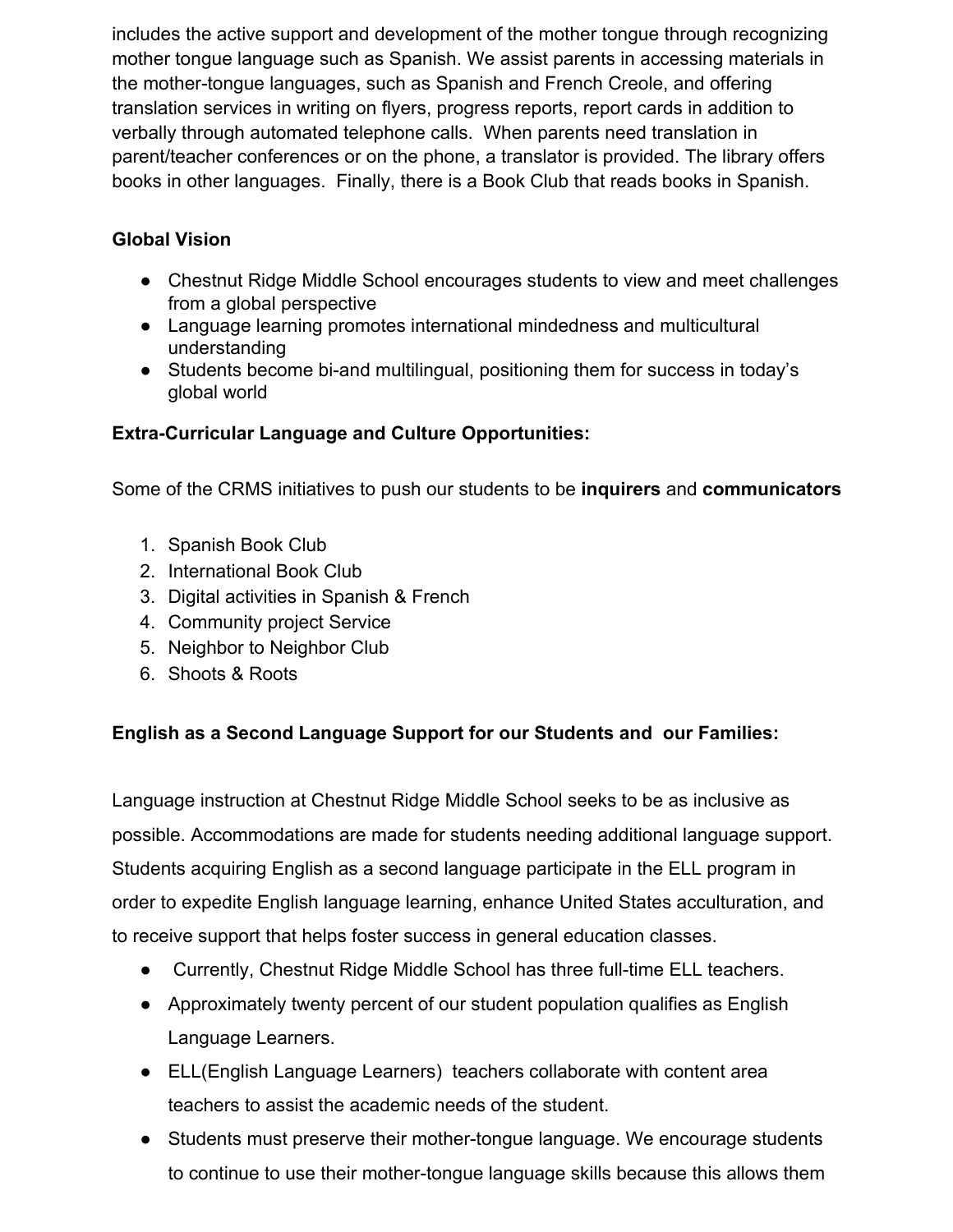includes the active support and development of the mother tongue through recognizing mother tongue language such as Spanish. We assist parents in accessing materials in the mother-tongue languages, such as Spanish and French Creole, and offering translation services in writing on flyers, progress reports, report cards in addition to verbally through automated telephone calls. When parents need translation in parent/teacher conferences or on the phone, a translator is provided. The library offers books in other languages. Finally, there is a Book Club that reads books in Spanish.

**Global Vision**

- Chestnut Ridge Middle School encourages students to view and meet challenges from a global perspective
- Language learning promotes international mindedness and multicultural understanding
- Students become bi-and multilingual, positioning them for success in today's global world

**Extra-Curricular Language and Culture Opportunities:**

Some of the CRMS initiatives to push our students to be **inquirers** and **communicators**

1. Spanish Book Club
2. International Book Club
3. Digital activities in Spanish & French
4. Community project Service
5. Neighbor to Neighbor Club
6. Shoots & Roots

**English as a Second Language Support for our Students and our Families:**

Language instruction at Chestnut Ridge Middle School seeks to be as inclusive as possible. Accommodations are made for students needing additional language support. Students acquiring English as a second language participate in the ELL program in order to expedite English language learning, enhance United States acculturation, and to receive support that helps foster success in general education classes.

- Currently, Chestnut Ridge Middle School has three full-time ELL teachers.
- Approximately twenty percent of our student population qualifies as English Language Learners.
- ELL(English Language Learners) teachers collaborate with content area teachers to assist the academic needs of the student.
- Students must preserve their mother-tongue language. We encourage students to continue to use their mother-tongue language skills because this allows them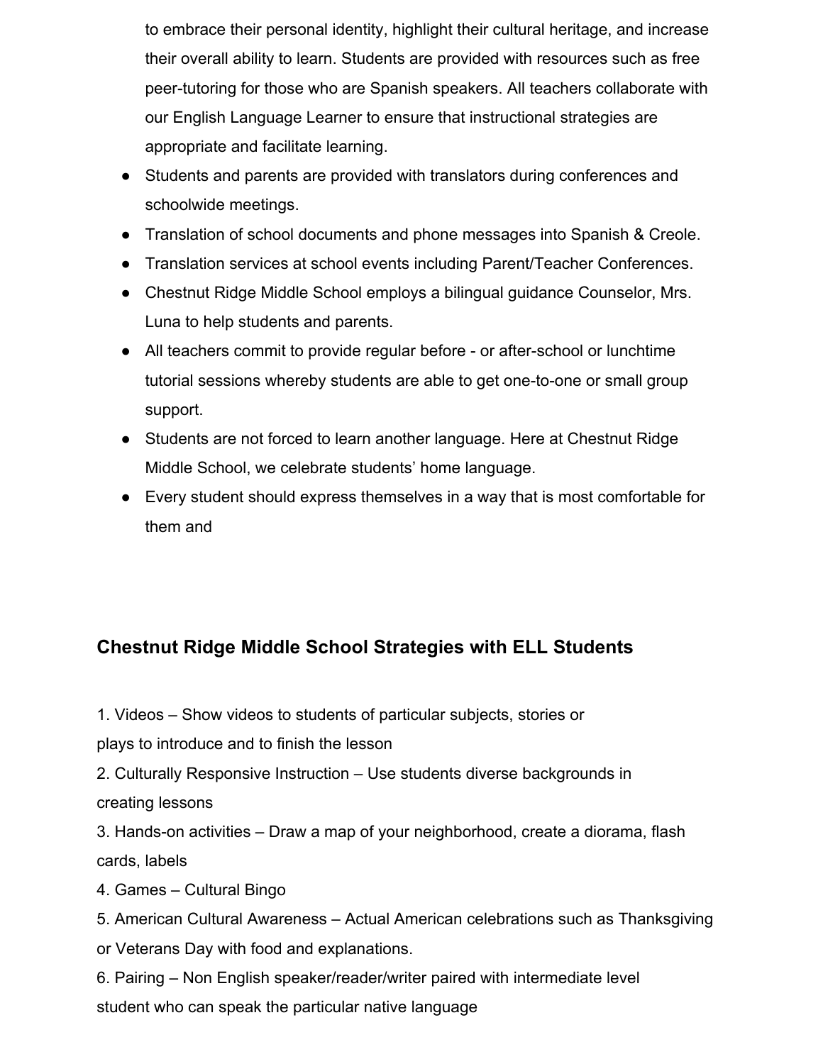to embrace their personal identity, highlight their cultural heritage, and increase their overall ability to learn. Students are provided with resources such as free peer-tutoring for those who are Spanish speakers. All teachers collaborate with our English Language Learner to ensure that instructional strategies are appropriate and facilitate learning.

- Students and parents are provided with translators during conferences and schoolwide meetings.
- Translation of school documents and phone messages into Spanish & Creole.
- Translation services at school events including Parent/Teacher Conferences.
- Chestnut Ridge Middle School employs a bilingual guidance Counselor, Mrs. Luna to help students and parents.
- All teachers commit to provide regular before - or after-school or lunchtime tutorial sessions whereby students are able to get one-to-one or small group support.
- Students are not forced to learn another language. Here at Chestnut Ridge Middle School, we celebrate students' home language.
- Every student should express themselves in a way that is most comfortable for them and

## Chestnut Ridge Middle School Strategies with ELL Students

1. Videos – Show videos to students of particular subjects, stories or plays to introduce and to finish the lesson
2. Culturally Responsive Instruction – Use students diverse backgrounds in creating lessons
3. Hands-on activities – Draw a map of your neighborhood, create a diorama, flash cards, labels
4. Games – Cultural Bingo
5. American Cultural Awareness – Actual American celebrations such as Thanksgiving or Veterans Day with food and explanations.
6. Pairing – Non English speaker/reader/writer paired with intermediate level student who can speak the particular native language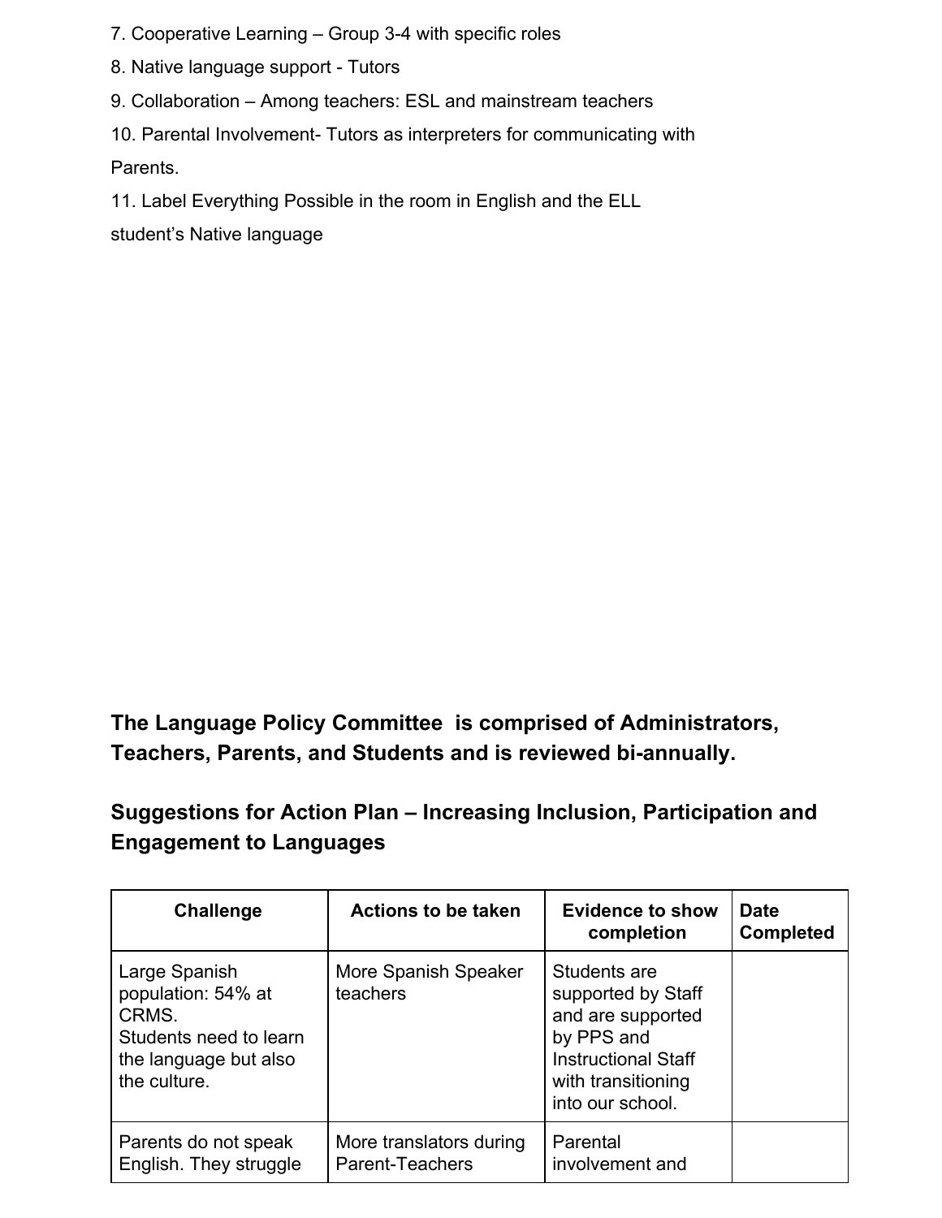7. Cooperative Learning – Group 3-4 with specific roles
8. Native language support - Tutors
9. Collaboration – Among teachers: ESL and mainstream teachers
10. Parental Involvement- Tutors as interpreters for communicating with Parents.
11. Label Everything Possible in the room in English and the ELL student's Native language

**The Language Policy Committee is comprised of Administrators, Teachers, Parents, and Students and is reviewed bi-annually.**

**Suggestions for Action Plan – Increasing Inclusion, Participation and Engagement to Languages**

| Challenge | Actions to be taken | Evidence to show completion | Date Completed |
|---|---|---|---|
| Large Spanish population: 54% at CRMS. Students need to learn the language but also the culture. | More Spanish Speaker teachers | Students are supported by Staff and are supported by PPS and Instructional Staff with transitioning into our school. | |
| Parents do not speak English. They struggle | More translators during Parent-Teachers | Parental involvement and | |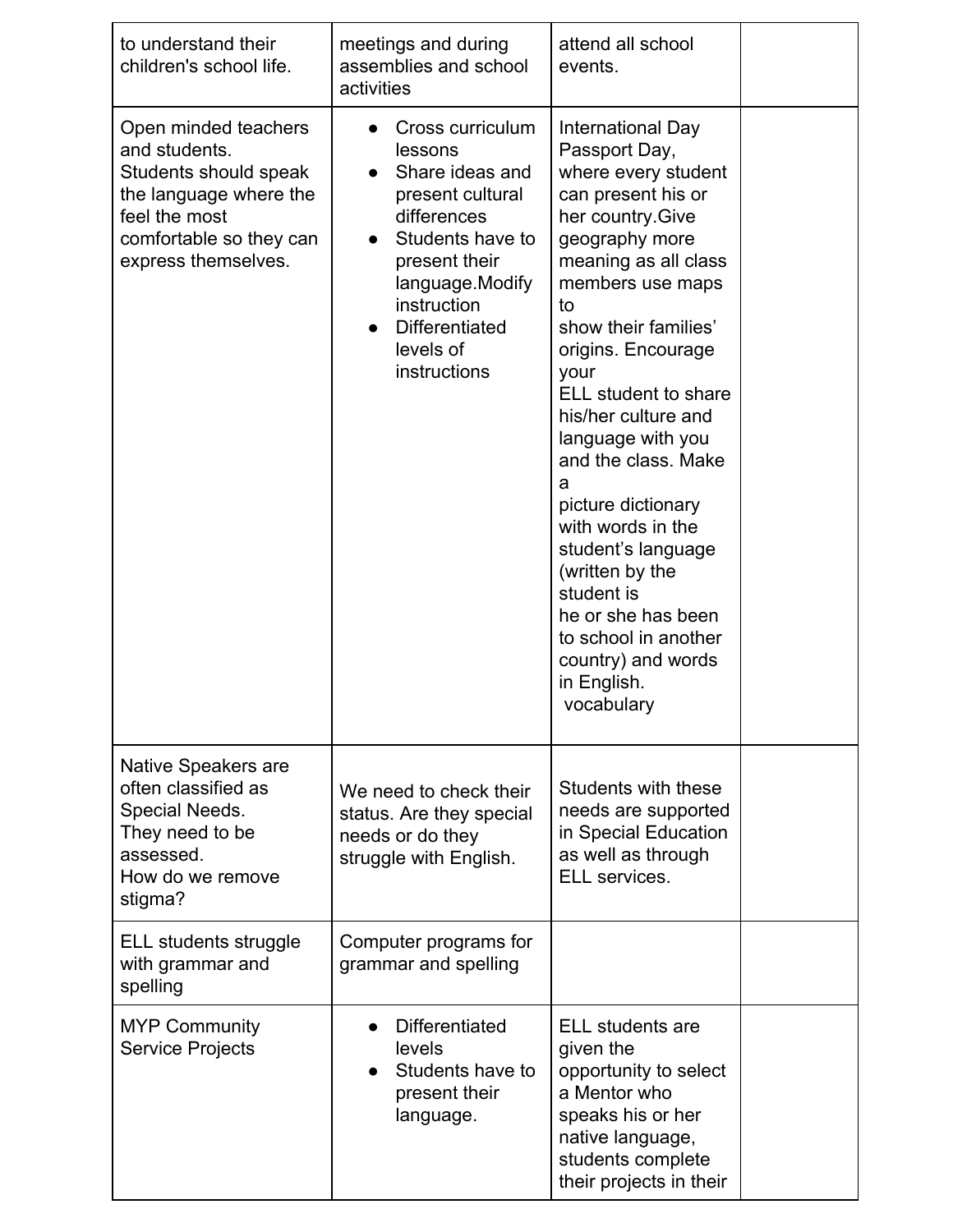| | | | |
|---|---|---|---|
| to understand their children's school life. | meetings and during assemblies and school activities | attend all school events. | |
| Open minded teachers and students.<br>Students should speak the language where the feel the most comfortable so they can express themselves. | • Cross curriculum lessons<br>• Share ideas and present cultural differences<br>• Students have to present their language.Modify instruction<br>• Differentiated levels of instructions | International Day Passport Day, where every student can present his or her country.Give geography more meaning as all class members use maps to show their families' origins. Encourage your ELL student to share his/her culture and language with you and the class. Make a picture dictionary with words in the student's language (written by the student is he or she has been to school in another country) and words in English. vocabulary | |
| Native Speakers are often classified as Special Needs.<br>They need to be assessed.<br>How do we remove stigma? | We need to check their status. Are they special needs or do they struggle with English. | Students with these needs are supported in Special Education as well as through ELL services. | |
| ELL students struggle with grammar and spelling | Computer programs for grammar and spelling | | |
| MYP Community Service Projects | • Differentiated levels<br>• Students have to present their language. | ELL students are given the opportunity to select a Mentor who speaks his or her native language, students complete their projects in their | |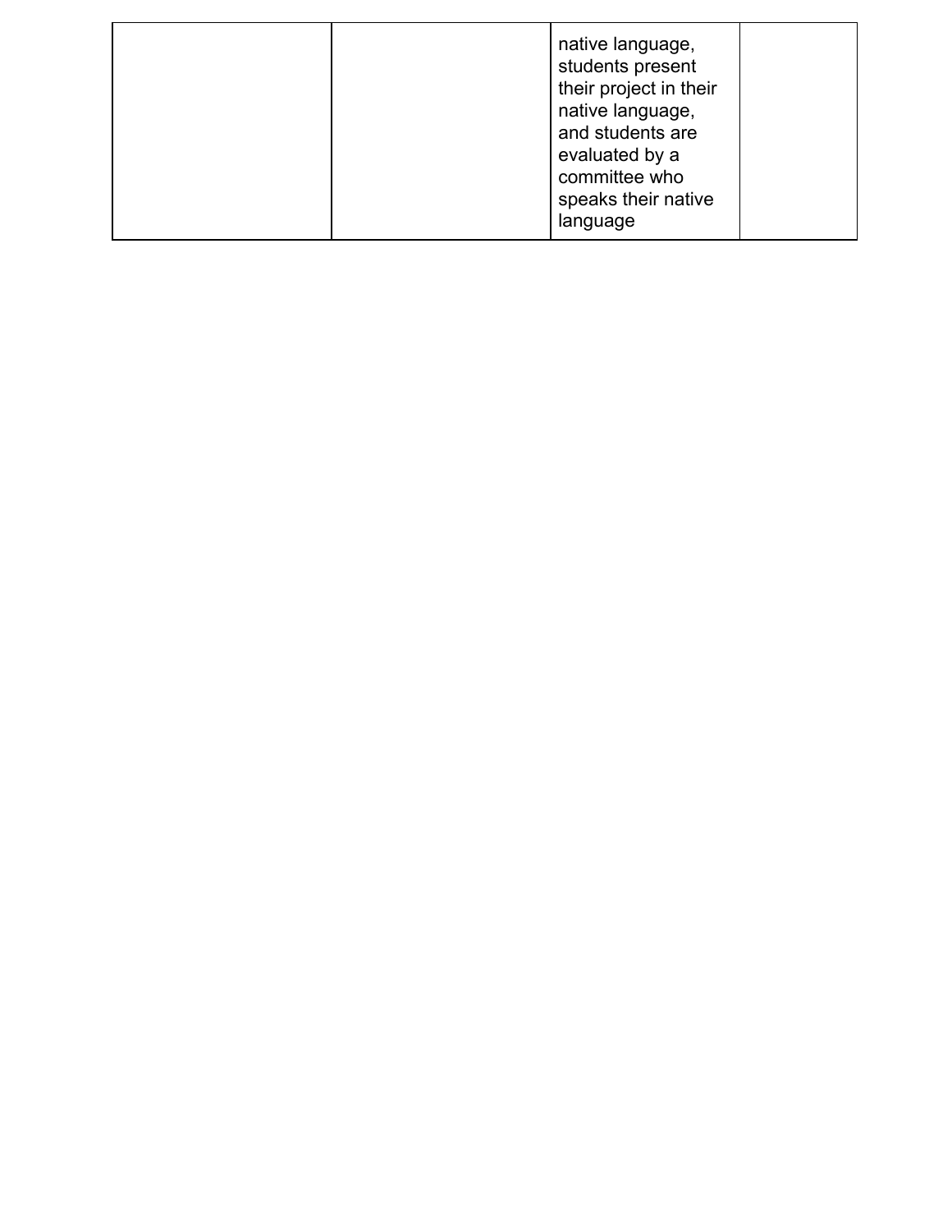| | | | |
|---|---|---|---|
| | | native language, students present their project in their native language, and students are evaluated by a committee who speaks their native language | |